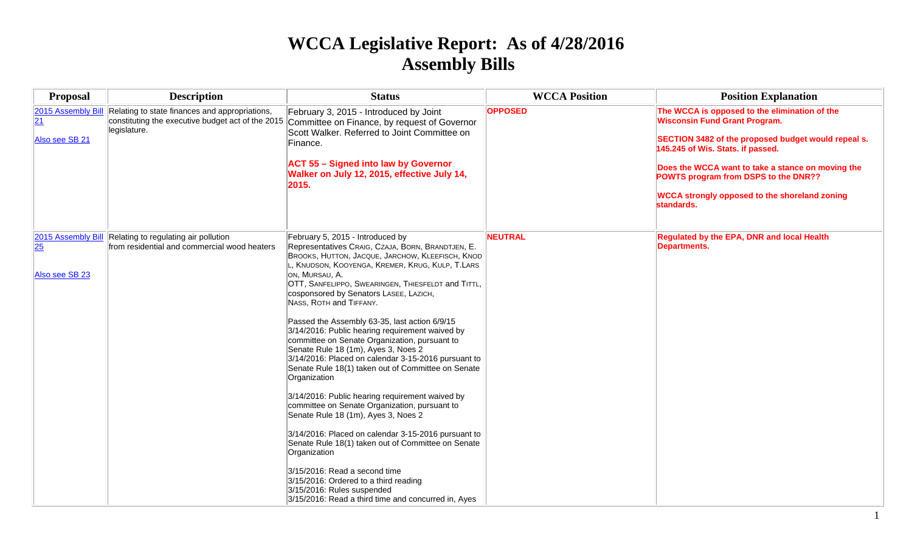# WCCA Legislative Report: As of 4/28/2016
# Assembly Bills

| Proposal | Description | Status | WCCA Position | Position Explanation |
|---|---|---|---|---|
| 2015 Assembly Bill 21<br><br>Also see SB 21 | Relating to state finances and appropriations, constituting the executive budget act of the 2015 legislature. | February 3, 2015 - Introduced by Joint Committee on Finance, by request of Governor Scott Walker. Referred to Joint Committee on Finance.<br><br>**ACT 55 – Signed into law by Governor Walker on July 12, 2015, effective July 14, 2015.** | **OPPOSED** | **The WCCA is opposed to the elimination of the Wisconsin Fund Grant Program.**<br><br>**SECTION 3482 of the proposed budget would repeal s. 145.245 of Wis. Stats. if passed.**<br><br>**Does the WCCA want to take a stance on moving the POWTS program from DSPS to the DNR??**<br><br>**WCCA strongly opposed to the shoreland zoning standards.** |
| 2015 Assembly Bill 25<br><br>Also see SB 23 | Relating to regulating air pollution from residential and commercial wood heaters | February 5, 2015 - Introduced by Representatives CRAIG, CZAJA, BORN, BRANDTJEN, E. BROOKS, HUTTON, JACQUE, JARCHOW, KLEEFISCH, KNODL, KNUDSON, KOOYENGA, KREMER, KRUG, KULP, T.LARSON, MURSAU, A. OTT, SANFELIPPO, SWEARINGEN, THIESFELDT and TITTL, cosponsored by Senators LASEE, LAZICH, NASS, ROTH and TIFFANY.<br><br>Passed the Assembly 63-35, last action 6/9/15<br>3/14/2016: Public hearing requirement waived by committee on Senate Organization, pursuant to Senate Rule 18 (1m), Ayes 3, Noes 2<br>3/14/2016: Placed on calendar 3-15-2016 pursuant to Senate Rule 18(1) taken out of Committee on Senate Organization<br><br>3/14/2016: Public hearing requirement waived by committee on Senate Organization, pursuant to Senate Rule 18 (1m), Ayes 3, Noes 2<br><br>3/14/2016: Placed on calendar 3-15-2016 pursuant to Senate Rule 18(1) taken out of Committee on Senate Organization<br><br>3/15/2016: Read a second time<br>3/15/2016: Ordered to a third reading<br>3/15/2016: Rules suspended<br>3/15/2016: Read a third time and concurred in, Ayes | **NEUTRAL** | **Regulated by the EPA, DNR and local Health Departments.** |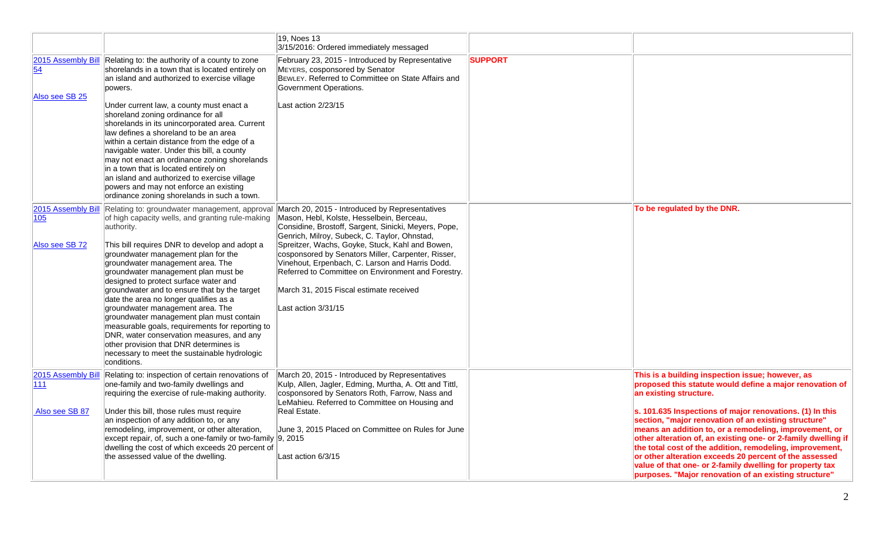| | | | | |
|---|---|---|---|---|
| | | 19, Noes 13<br>3/15/2016: Ordered immediately messaged | | |
| 2015 Assembly Bill 54<br><br>Also see SB 25 | Relating to: the authority of a county to zone shorelands in a town that is located entirely on an island and authorized to exercise village powers.<br><br>Under current law, a county must enact a shoreland zoning ordinance for all shorelands in its unincorporated area. Current law defines a shoreland to be an area within a certain distance from the edge of a navigable water. Under this bill, a county may not enact an ordinance zoning shorelands in a town that is located entirely on an island and authorized to exercise village powers and may not enforce an existing ordinance zoning shorelands in such a town. | February 23, 2015 - Introduced by Representative MEYERS, cosponsored by Senator BEWLEY. Referred to Committee on State Affairs and Government Operations.<br><br>Last action 2/23/15 | **SUPPORT** | |
| 2015 Assembly Bill 105<br><br>Also see SB 72 | Relating to: groundwater management, approval of high capacity wells, and granting rule-making authority.<br><br>This bill requires DNR to develop and adopt a groundwater management plan for the groundwater management area. The groundwater management plan must be designed to protect surface water and groundwater and to ensure that by the target date the area no longer qualifies as a groundwater management area. The groundwater management plan must contain measurable goals, requirements for reporting to DNR, water conservation measures, and any other provision that DNR determines is necessary to meet the sustainable hydrologic conditions. | March 20, 2015 - Introduced by Representatives Mason, Hebl, Kolste, Hesselbein, Berceau, Considine, Brostoff, Sargent, Sinicki, Meyers, Pope, Genrich, Milroy, Subeck, C. Taylor, Ohnstad, Spreitzer, Wachs, Goyke, Stuck, Kahl and Bowen, cosponsored by Senators Miller, Carpenter, Risser, Vinehout, Erpenbach, C. Larson and Harris Dodd. Referred to Committee on Environment and Forestry.<br><br>March 31, 2015 Fiscal estimate received<br><br>Last action 3/31/15 | | **To be regulated by the DNR.** |
| 2015 Assembly Bill 111<br><br>Also see SB 87 | Relating to: inspection of certain renovations of one-family and two-family dwellings and requiring the exercise of rule-making authority.<br><br>Under this bill, those rules must require an inspection of any addition to, or any remodeling, improvement, or other alteration, except repair, of, such a one-family or two-family dwelling the cost of which exceeds 20 percent of the assessed value of the dwelling. | March 20, 2015 - Introduced by Representatives Kulp, Allen, Jagler, Edming, Murtha, A. Ott and Tittl, cosponsored by Senators Roth, Farrow, Nass and LeMahieu. Referred to Committee on Housing and Real Estate.<br><br>June 3, 2015 Placed on Committee on Rules for June 9, 2015<br><br>Last action 6/3/15 | | **This is a building inspection issue; however, as proposed this statute would define a major renovation of an existing structure.**<br><br>**s. 101.635 Inspections of major renovations. (1) In this section, "major renovation of an existing structure" means an addition to, or a remodeling, improvement, or other alteration of, an existing one- or 2-family dwelling if the total cost of the addition, remodeling, improvement, or other alteration exceeds 20 percent of the assessed value of that one- or 2-family dwelling for property tax purposes. "Major renovation of an existing structure"** |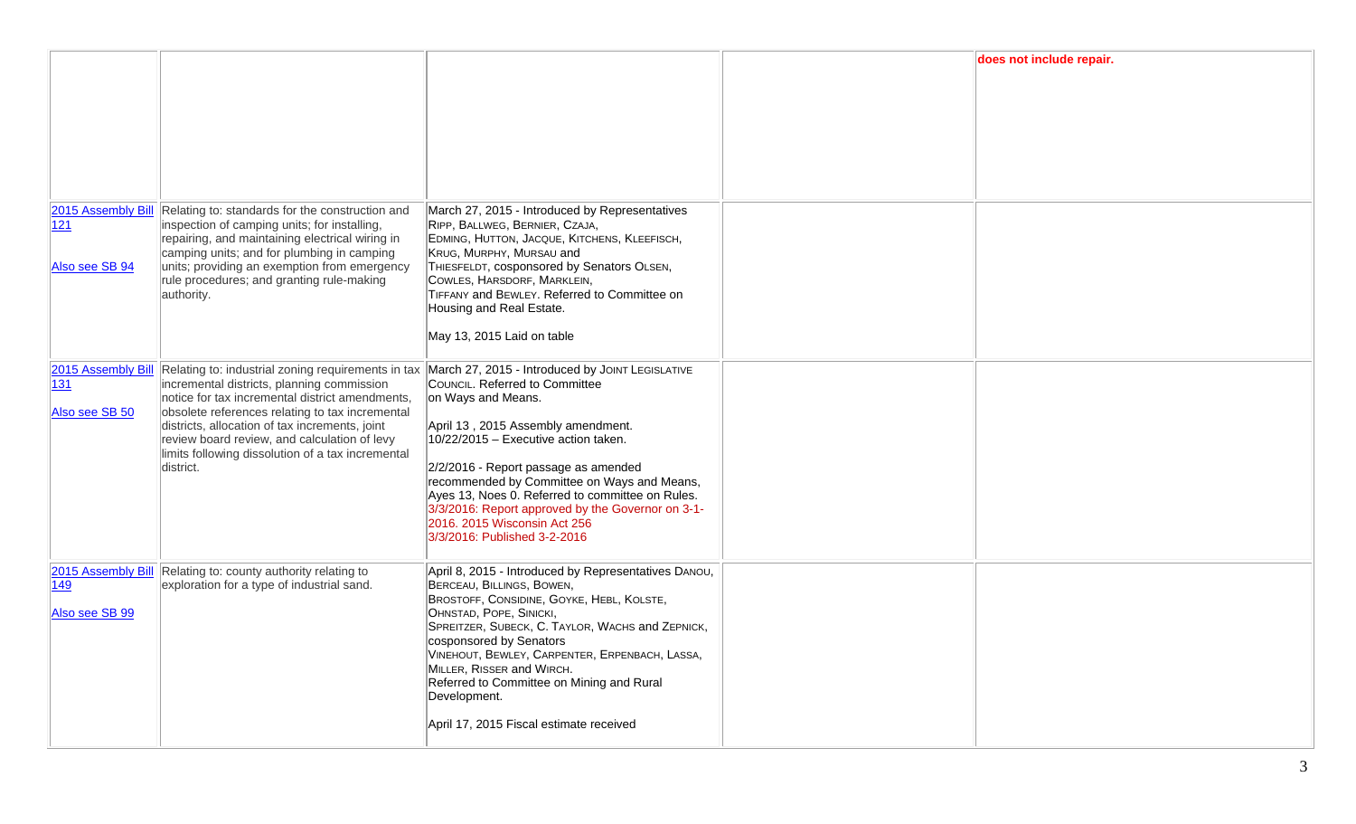| | | | | |
|---|---|---|---|---|
| | | | | **does not include repair.** |
| 2015 Assembly Bill 121<br><br>Also see SB 94 | Relating to: standards for the construction and inspection of camping units; for installing, repairing, and maintaining electrical wiring in camping units; and for plumbing in camping units; providing an exemption from emergency rule procedures; and granting rule-making authority. | March 27, 2015 - Introduced by Representatives RIPP, BALLWEG, BERNIER, CZAJA, EDMING, HUTTON, JACQUE, KITCHENS, KLEEFISCH, KRUG, MURPHY, MURSAU and THIESFELDT, cosponsored by Senators OLSEN, COWLES, HARSDORF, MARKLEIN, TIFFANY and BEWLEY. Referred to Committee on Housing and Real Estate.<br><br>May 13, 2015 Laid on table | | |
| 2015 Assembly Bill 131<br><br>Also see SB 50 | Relating to: industrial zoning requirements in tax incremental districts, planning commission notice for tax incremental district amendments, obsolete references relating to tax incremental districts, allocation of tax increments, joint review board review, and calculation of levy limits following dissolution of a tax incremental district. | March 27, 2015 - Introduced by JOINT LEGISLATIVE COUNCIL. Referred to Committee on Ways and Means.<br><br>April 13 , 2015 Assembly amendment.<br>10/22/2015 – Executive action taken.<br><br>2/2/2016 - Report passage as amended recommended by Committee on Ways and Means, Ayes 13, Noes 0. Referred to committee on Rules.<br>3/3/2016: Report approved by the Governor on 3-1-2016. 2015 Wisconsin Act 256<br>3/3/2016: Published 3-2-2016 | | |
| 2015 Assembly Bill 149<br><br>Also see SB 99 | Relating to: county authority relating to exploration for a type of industrial sand. | April 8, 2015 - Introduced by Representatives DANOU, BERCEAU, BILLINGS, BOWEN, BROSTOFF, CONSIDINE, GOYKE, HEBL, KOLSTE, OHNSTAD, POPE, SINICKI, SPREITZER, SUBECK, C. TAYLOR, WACHS and ZEPNICK, cosponsored by Senators VINEHOUT, BEWLEY, CARPENTER, ERPENBACH, LASSA, MILLER, RISSER and WIRCH.<br>Referred to Committee on Mining and Rural Development.<br><br>April 17, 2015 Fiscal estimate received | | |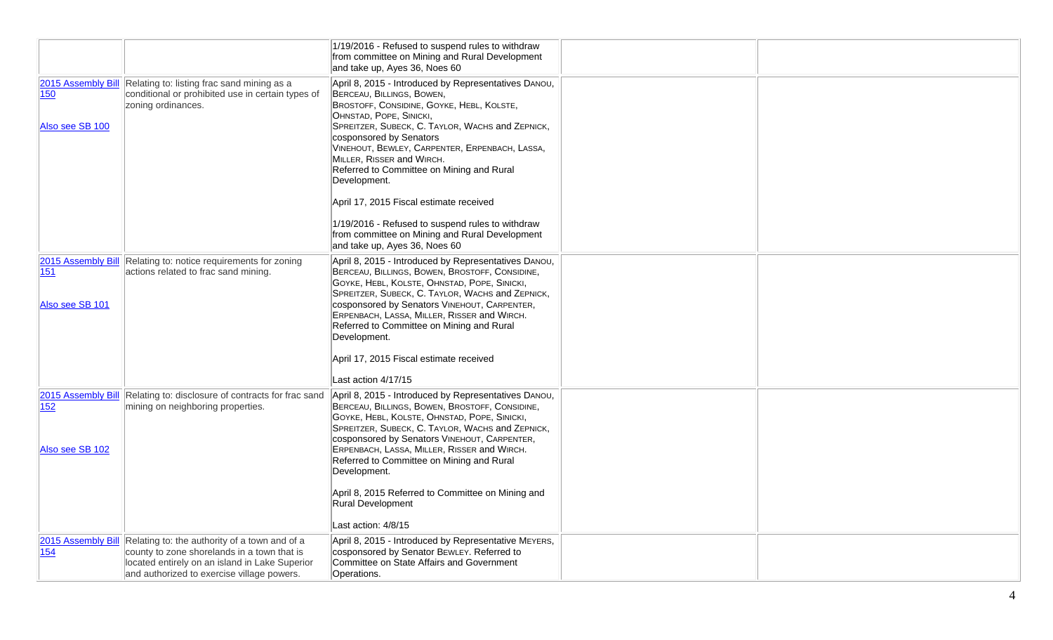| | | | | |
|---|---|---|---|---|
| | | 1/19/2016 - Refused to suspend rules to withdraw from committee on Mining and Rural Development and take up, Ayes 36, Noes 60 | | |
| 2015 Assembly Bill 150<br><br>Also see SB 100 | Relating to: listing frac sand mining as a conditional or prohibited use in certain types of zoning ordinances. | April 8, 2015 - Introduced by Representatives DANOU, BERCEAU, BILLINGS, BOWEN, BROSTOFF, CONSIDINE, GOYKE, HEBL, KOLSTE, OHNSTAD, POPE, SINICKI, SPREITZER, SUBECK, C. TAYLOR, WACHS and ZEPNICK, cosponsored by Senators VINEHOUT, BEWLEY, CARPENTER, ERPENBACH, LASSA, MILLER, RISSER and WIRCH. Referred to Committee on Mining and Rural Development.<br><br>April 17, 2015 Fiscal estimate received<br><br>1/19/2016 - Refused to suspend rules to withdraw from committee on Mining and Rural Development and take up, Ayes 36, Noes 60 | | |
| 2015 Assembly Bill 151<br><br>Also see SB 101 | Relating to: notice requirements for zoning actions related to frac sand mining. | April 8, 2015 - Introduced by Representatives DANOU, BERCEAU, BILLINGS, BOWEN, BROSTOFF, CONSIDINE, GOYKE, HEBL, KOLSTE, OHNSTAD, POPE, SINICKI, SPREITZER, SUBECK, C. TAYLOR, WACHS and ZEPNICK, cosponsored by Senators VINEHOUT, CARPENTER, ERPENBACH, LASSA, MILLER, RISSER and WIRCH. Referred to Committee on Mining and Rural Development.<br><br>April 17, 2015 Fiscal estimate received<br><br>Last action 4/17/15 | | |
| 2015 Assembly Bill 152<br><br>Also see SB 102 | Relating to: disclosure of contracts for frac sand mining on neighboring properties. | April 8, 2015 - Introduced by Representatives DANOU, BERCEAU, BILLINGS, BOWEN, BROSTOFF, CONSIDINE, GOYKE, HEBL, KOLSTE, OHNSTAD, POPE, SINICKI, SPREITZER, SUBECK, C. TAYLOR, WACHS and ZEPNICK, cosponsored by Senators VINEHOUT, CARPENTER, ERPENBACH, LASSA, MILLER, RISSER and WIRCH. Referred to Committee on Mining and Rural Development.<br><br>April 8, 2015 Referred to Committee on Mining and Rural Development<br><br>Last action: 4/8/15 | | |
| 2015 Assembly Bill 154 | Relating to: the authority of a town and of a county to zone shorelands in a town that is located entirely on an island in Lake Superior and authorized to exercise village powers. | April 8, 2015 - Introduced by Representative MEYERS, cosponsored by Senator BEWLEY. Referred to Committee on State Affairs and Government Operations. | | |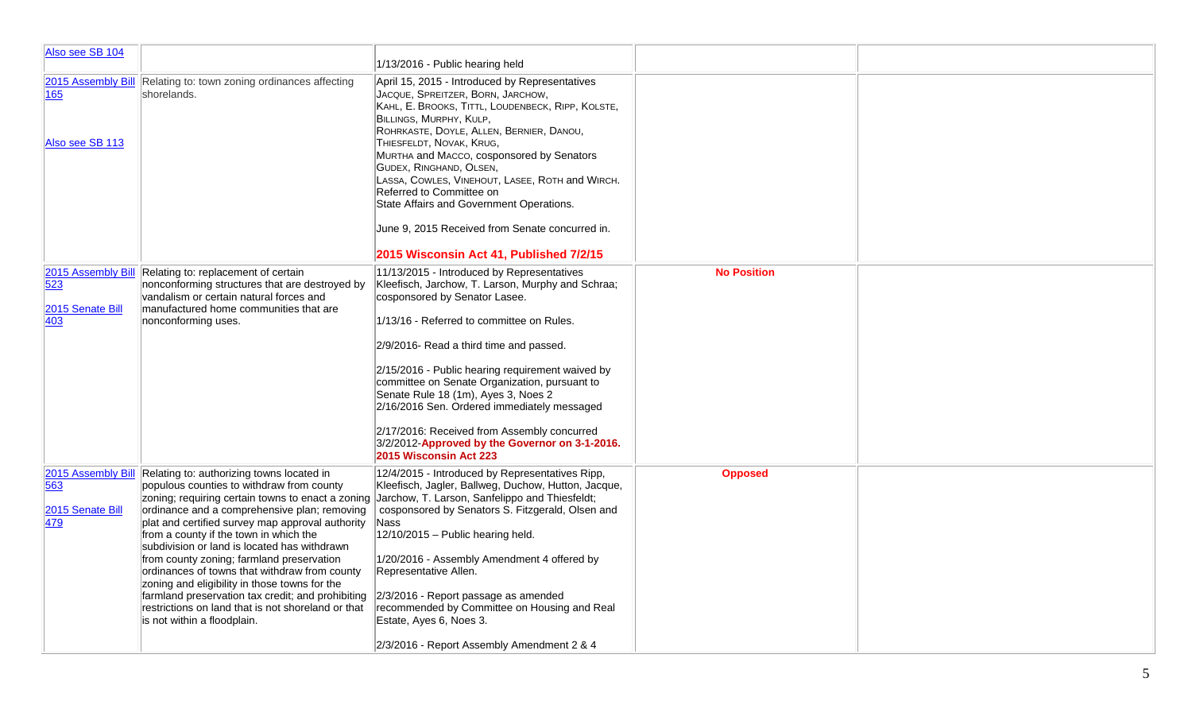| | | | | |
|---|---|---|---|---|
| Also see SB 104 | | 1/13/2016 - Public hearing held | | |
| 2015 Assembly Bill 165<br><br>Also see SB 113 | Relating to: town zoning ordinances affecting shorelands. | April 15, 2015 - Introduced by Representatives Jacque, Spreitzer, Born, Jarchow, Kahl, E. Brooks, Tittl, Loudenbeck, Ripp, Kolste, Billings, Murphy, Kulp, Rohrkaste, Doyle, Allen, Bernier, Danou, Thiesfeldt, Novak, Krug, Murtha and Macco, cosponsored by Senators Gudex, Ringhand, Olsen, Lassa, Cowles, Vinehout, Lasee, Roth and Wirch. Referred to Committee on State Affairs and Government Operations.<br><br>June 9, 2015 Received from Senate concurred in.<br><br>**2015 Wisconsin Act 41, Published 7/2/15** | | |
| 2015 Assembly Bill 523<br><br>2015 Senate Bill 403 | Relating to: replacement of certain nonconforming structures that are destroyed by vandalism or certain natural forces and manufactured home communities that are nonconforming uses. | 11/13/2015 - Introduced by Representatives Kleefisch, Jarchow, T. Larson, Murphy and Schraa; cosponsored by Senator Lasee.<br><br>1/13/16 - Referred to committee on Rules.<br><br>2/9/2016- Read a third time and passed.<br><br>2/15/2016 - Public hearing requirement waived by committee on Senate Organization, pursuant to Senate Rule 18 (1m), Ayes 3, Noes 2<br>2/16/2016 Sen. Ordered immediately messaged<br><br>2/17/2016: Received from Assembly concurred<br>3/2/2012-**Approved by the Governor on 3-1-2016. 2015 Wisconsin Act 223** | **No Position** | |
| 2015 Assembly Bill 563<br><br>2015 Senate Bill 479 | Relating to: authorizing towns located in populous counties to withdraw from county zoning; requiring certain towns to enact a zoning ordinance and a comprehensive plan; removing plat and certified survey map approval authority from a county if the town in which the subdivision or land is located has withdrawn from county zoning; farmland preservation ordinances of towns that withdraw from county zoning and eligibility in those towns for the farmland preservation tax credit; and prohibiting restrictions on land that is not shoreland or that is not within a floodplain. | 12/4/2015 - Introduced by Representatives Ripp, Kleefisch, Jagler, Ballweg, Duchow, Hutton, Jacque, Jarchow, T. Larson, Sanfelippo and Thiesfeldt; cosponsored by Senators S. Fitzgerald, Olsen and Nass<br>12/10/2015 – Public hearing held.<br><br>1/20/2016 - Assembly Amendment 4 offered by Representative Allen.<br><br>2/3/2016 - Report passage as amended recommended by Committee on Housing and Real Estate, Ayes 6, Noes 3.<br><br>2/3/2016 - Report Assembly Amendment 2 & 4 | **Opposed** | |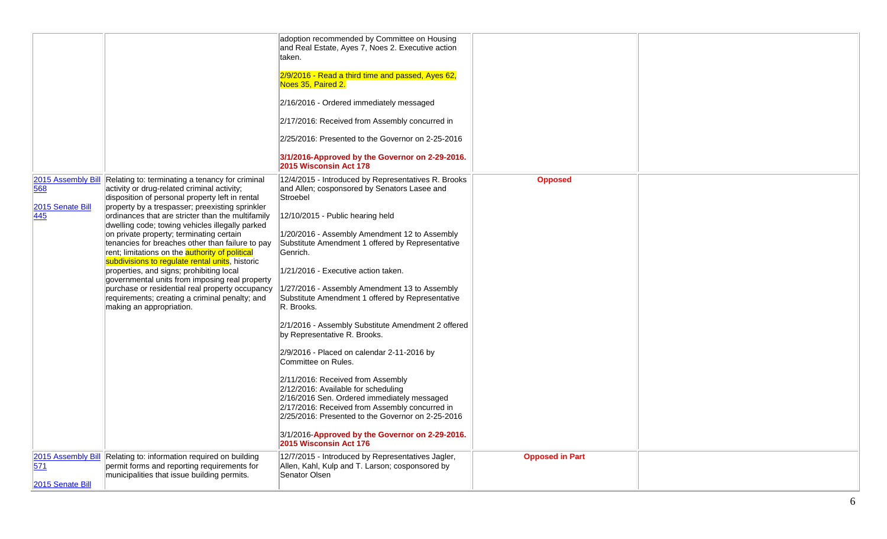| | | | | |
|---|---|---|---|---|
| | | adoption recommended by Committee on Housing and Real Estate, Ayes 7, Noes 2. Executive action taken.<br><br>2/9/2016 - Read a third time and passed, Ayes 62, Noes 35, Paired 2.<br><br>2/16/2016 - Ordered immediately messaged<br><br>2/17/2016: Received from Assembly concurred in<br><br>2/25/2016: Presented to the Governor on 2-25-2016<br><br>**3/1/2016-Approved by the Governor on 2-29-2016. 2015 Wisconsin Act 178** | | |
| 2015 Assembly Bill 568<br><br>2015 Senate Bill 445 | Relating to: terminating a tenancy for criminal activity or drug-related criminal activity; disposition of personal property left in rental property by a trespasser; preexisting sprinkler ordinances that are stricter than the multifamily dwelling code; towing vehicles illegally parked on private property; terminating certain tenancies for breaches other than failure to pay rent; limitations on the authority of political subdivisions to regulate rental units, historic properties, and signs; prohibiting local governmental units from imposing real property purchase or residential real property occupancy requirements; creating a criminal penalty; and making an appropriation. | 12/4/2015 - Introduced by Representatives R. Brooks and Allen; cosponsored by Senators Lasee and Stroebel<br><br>12/10/2015 - Public hearing held<br><br>1/20/2016 - Assembly Amendment 12 to Assembly Substitute Amendment 1 offered by Representative Genrich.<br><br>1/21/2016 - Executive action taken.<br><br>1/27/2016 - Assembly Amendment 13 to Assembly Substitute Amendment 1 offered by Representative R. Brooks.<br><br>2/1/2016 - Assembly Substitute Amendment 2 offered by Representative R. Brooks.<br><br>2/9/2016 - Placed on calendar 2-11-2016 by Committee on Rules.<br><br>2/11/2016: Received from Assembly<br>2/12/2016: Available for scheduling<br>2/16/2016 Sen. Ordered immediately messaged<br>2/17/2016: Received from Assembly concurred in<br>2/25/2016: Presented to the Governor on 2-25-2016<br><br>3/1/2016-**Approved by the Governor on 2-29-2016. 2015 Wisconsin Act 176** | **Opposed** | |
| 2015 Assembly Bill 571<br><br>2015 Senate Bill | Relating to: information required on building permit forms and reporting requirements for municipalities that issue building permits. | 12/7/2015 - Introduced by Representatives Jagler, Allen, Kahl, Kulp and T. Larson; cosponsored by Senator Olsen | **Opposed in Part** | |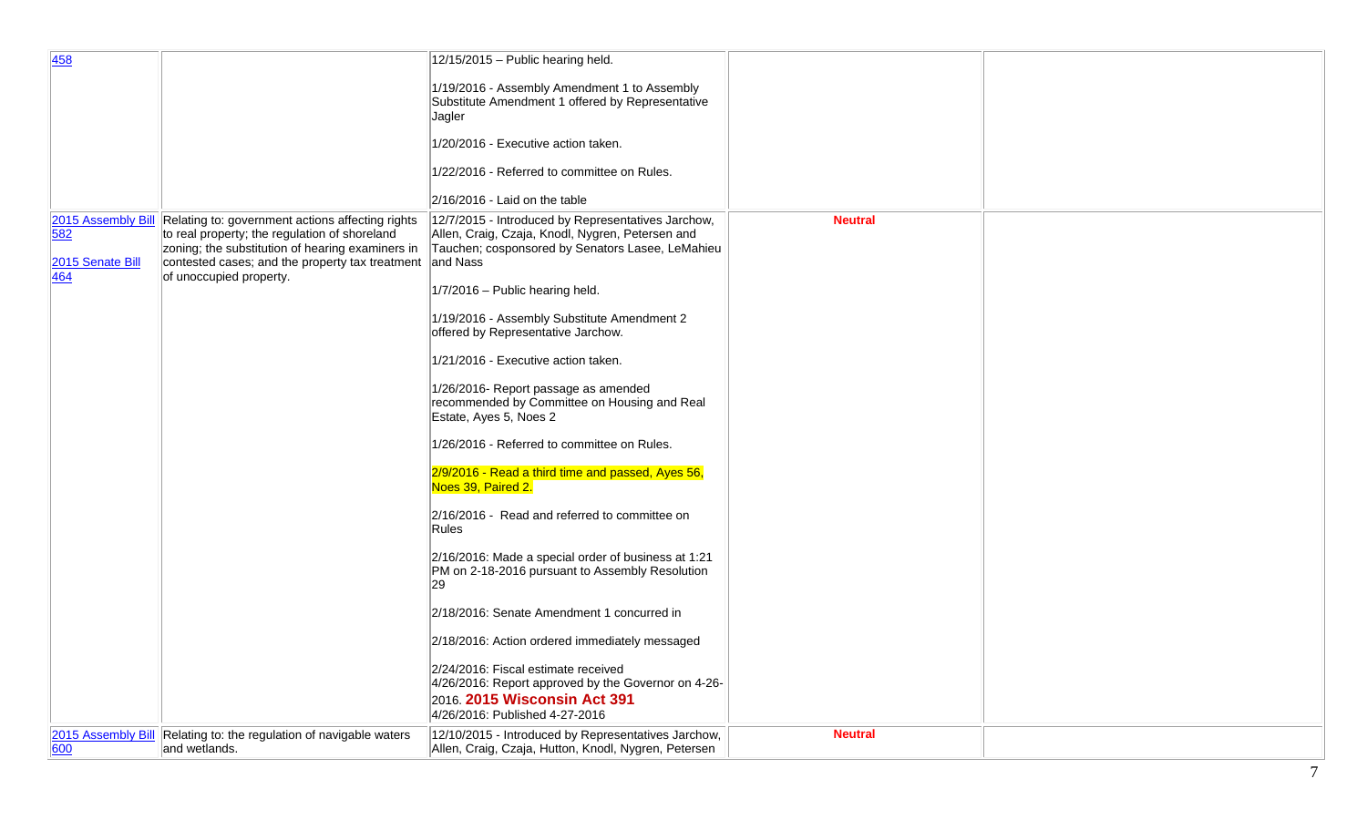| | | | | |
|---|---|---|---|---|
| 458 | | 12/15/2015 – Public hearing held.<br><br>1/19/2016 - Assembly Amendment 1 to Assembly Substitute Amendment 1 offered by Representative Jagler<br><br>1/20/2016 - Executive action taken.<br><br>1/22/2016 - Referred to committee on Rules.<br><br>2/16/2016 - Laid on the table | | |
| 2015 Assembly Bill 582<br><br>2015 Senate Bill 464 | Relating to: government actions affecting rights to real property; the regulation of shoreland zoning; the substitution of hearing examiners in contested cases; and the property tax treatment of unoccupied property. | 12/7/2015 - Introduced by Representatives Jarchow, Allen, Craig, Czaja, Knodl, Nygren, Petersen and Tauchen; cosponsored by Senators Lasee, LeMahieu and Nass<br><br>1/7/2016 – Public hearing held.<br><br>1/19/2016 - Assembly Substitute Amendment 2 offered by Representative Jarchow.<br><br>1/21/2016 - Executive action taken.<br><br>1/26/2016- Report passage as amended recommended by Committee on Housing and Real Estate, Ayes 5, Noes 2<br><br>1/26/2016 - Referred to committee on Rules.<br><br>2/9/2016 - Read a third time and passed, Ayes 56, Noes 39, Paired 2.<br><br>2/16/2016 - Read and referred to committee on Rules<br><br>2/16/2016: Made a special order of business at 1:21 PM on 2-18-2016 pursuant to Assembly Resolution 29<br><br>2/18/2016: Senate Amendment 1 concurred in<br><br>2/18/2016: Action ordered immediately messaged<br><br>2/24/2016: Fiscal estimate received<br>4/26/2016: Report approved by the Governor on 4-26-2016. **2015 Wisconsin Act 391**<br>4/26/2016: Published 4-27-2016 | **Neutral** | |
| 2015 Assembly Bill 600 | Relating to: the regulation of navigable waters and wetlands. | 12/10/2015 - Introduced by Representatives Jarchow, Allen, Craig, Czaja, Hutton, Knodl, Nygren, Petersen | **Neutral** | |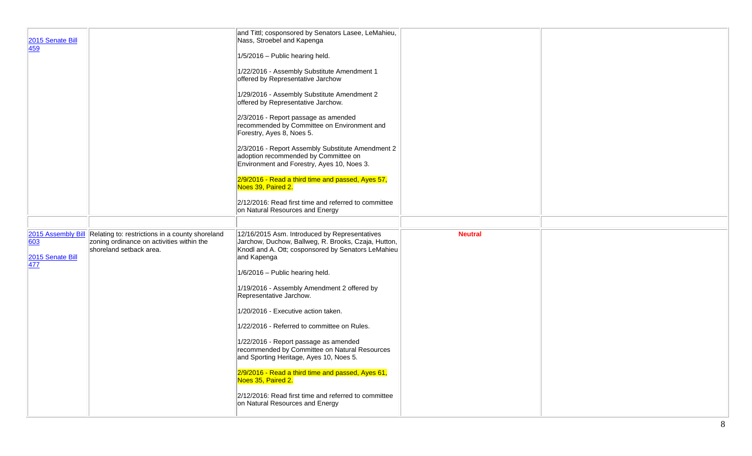| | | | | |
|---|---|---|---|---|
| 2015 Senate Bill 459 | | and Tittl; cosponsored by Senators Lasee, LeMahieu, Nass, Stroebel and Kapenga<br><br>1/5/2016 – Public hearing held.<br><br>1/22/2016 - Assembly Substitute Amendment 1 offered by Representative Jarchow<br><br>1/29/2016 - Assembly Substitute Amendment 2 offered by Representative Jarchow.<br><br>2/3/2016 - Report passage as amended recommended by Committee on Environment and Forestry, Ayes 8, Noes 5.<br><br>2/3/2016 - Report Assembly Substitute Amendment 2 adoption recommended by Committee on Environment and Forestry, Ayes 10, Noes 3.<br><br>2/9/2016 - Read a third time and passed, Ayes 57, Noes 39, Paired 2.<br><br>2/12/2016: Read first time and referred to committee on Natural Resources and Energy | | |
| | | | | |
| 2015 Assembly Bill 603<br><br>2015 Senate Bill 477 | Relating to: restrictions in a county shoreland zoning ordinance on activities within the shoreland setback area. | 12/16/2015 Asm. Introduced by Representatives Jarchow, Duchow, Ballweg, R. Brooks, Czaja, Hutton, Knodl and A. Ott; cosponsored by Senators LeMahieu and Kapenga<br><br>1/6/2016 – Public hearing held.<br><br>1/19/2016 - Assembly Amendment 2 offered by Representative Jarchow.<br><br>1/20/2016 - Executive action taken.<br><br>1/22/2016 - Referred to committee on Rules.<br><br>1/22/2016 - Report passage as amended recommended by Committee on Natural Resources and Sporting Heritage, Ayes 10, Noes 5.<br><br>2/9/2016 - Read a third time and passed, Ayes 61, Noes 35, Paired 2.<br><br>2/12/2016: Read first time and referred to committee on Natural Resources and Energy | **Neutral** | |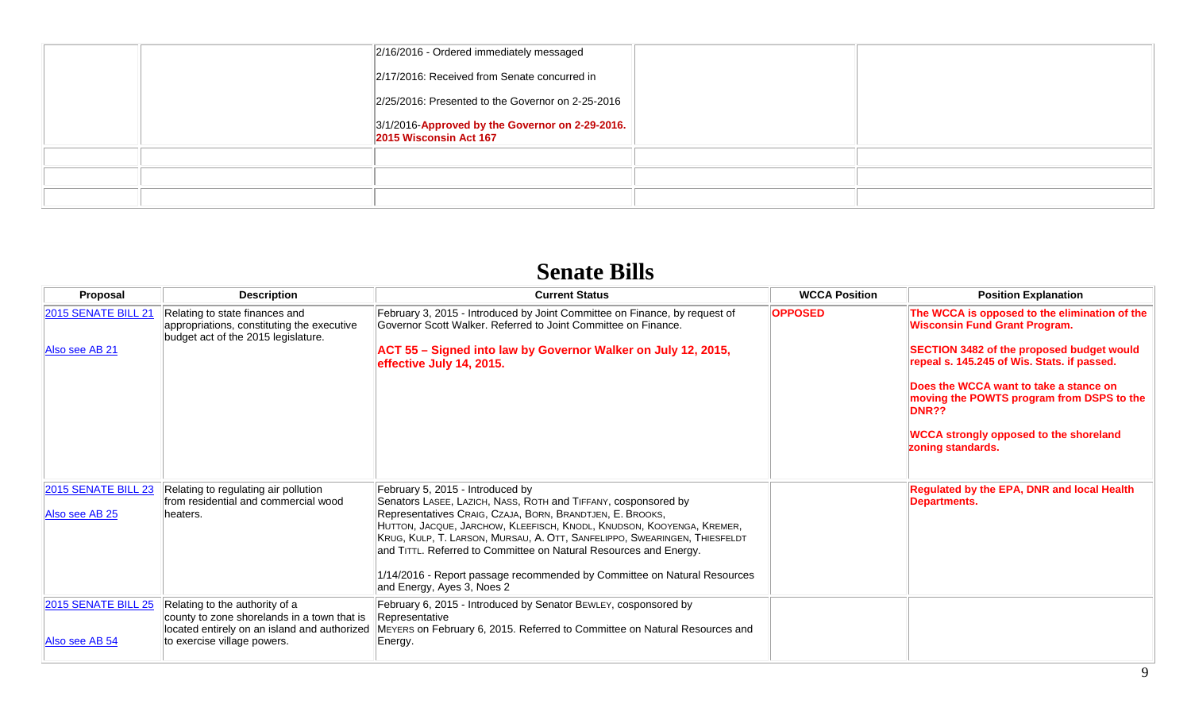| | | | | |
|---|---|---|---|---|
| | | 2/16/2016 - Ordered immediately messaged<br><br>2/17/2016: Received from Senate concurred in<br><br>2/25/2016: Presented to the Governor on 2-25-2016<br><br>3/1/2016-**Approved by the Governor on 2-29-2016. 2015 Wisconsin Act 167** | | |
| | | | | |
| | | | | |
| | | | | |

# Senate Bills

| Proposal | Description | Current Status | WCCA Position | Position Explanation |
|---|---|---|---|---|
| 2015 SENATE BILL 21<br><br>Also see AB 21 | Relating to state finances and appropriations, constituting the executive budget act of the 2015 legislature. | February 3, 2015 - Introduced by Joint Committee on Finance, by request of Governor Scott Walker. Referred to Joint Committee on Finance.<br><br>**ACT 55 – Signed into law by Governor Walker on July 12, 2015, effective July 14, 2015.** | **OPPOSED** | **The WCCA is opposed to the elimination of the Wisconsin Fund Grant Program.**<br><br>**SECTION 3482 of the proposed budget would repeal s. 145.245 of Wis. Stats. if passed.**<br><br>**Does the WCCA want to take a stance on moving the POWTS program from DSPS to the DNR??**<br><br>**WCCA strongly opposed to the shoreland zoning standards.** |
| 2015 SENATE BILL 23<br><br>Also see AB 25 | Relating to regulating air pollution from residential and commercial wood heaters. | February 5, 2015 - Introduced by Senators LASEE, LAZICH, NASS, ROTH and TIFFANY, cosponsored by Representatives CRAIG, CZAJA, BORN, BRANDTJEN, E. BROOKS, HUTTON, JACQUE, JARCHOW, KLEEFISCH, KNODL, KNUDSON, KOOYENGA, KREMER, KRUG, KULP, T. LARSON, MURSAU, A. OTT, SANFELIPPO, SWEARINGEN, THIESFELDT and TITTL. Referred to Committee on Natural Resources and Energy.<br><br>1/14/2016 - Report passage recommended by Committee on Natural Resources and Energy, Ayes 3, Noes 2 | | **Regulated by the EPA, DNR and local Health Departments.** |
| 2015 SENATE BILL 25<br><br>Also see AB 54 | Relating to the authority of a county to zone shorelands in a town that is located entirely on an island and authorized to exercise village powers. | February 6, 2015 - Introduced by Senator BEWLEY, cosponsored by Representative MEYERS on February 6, 2015. Referred to Committee on Natural Resources and Energy. | | |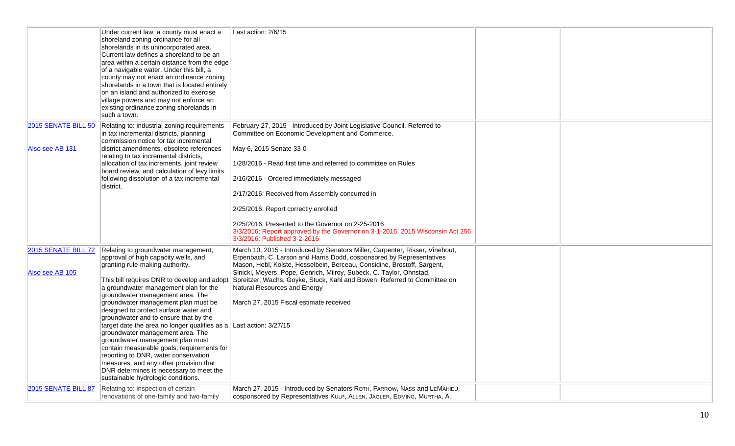| | | | | |
|---|---|---|---|---|
| | Under current law, a county must enact a shoreland zoning ordinance for all shorelands in its unincorporated area. Current law defines a shoreland to be an area within a certain distance from the edge of a navigable water. Under this bill, a county may not enact an ordinance zoning shorelands in a town that is located entirely on an island and authorized to exercise village powers and may not enforce an existing ordinance zoning shorelands in such a town. | Last action: 2/6/15 | | |
| 2015 SENATE BILL 50<br><br>Also see AB 131 | Relating to: industrial zoning requirements in tax incremental districts, planning commission notice for tax incremental district amendments, obsolete references relating to tax incremental districts, allocation of tax increments, joint review board review, and calculation of levy limits following dissolution of a tax incremental district. | February 27, 2015 - Introduced by Joint Legislative Council. Referred to Committee on Economic Development and Commerce.<br><br>May 6, 2015 Senate 33-0<br><br>1/28/2016 - Read first time and referred to committee on Rules<br><br>2/16/2016 - Ordered immediately messaged<br><br>2/17/2016: Received from Assembly concurred in<br><br>2/25/2016: Report correctly enrolled<br><br>2/25/2016: Presented to the Governor on 2-25-2016<br>3/3/2016: Report approved by the Governor on 3-1-2016. 2015 Wisconsin Act 256<br>3/3/2016: Published 3-2-2016 | | |
| 2015 SENATE BILL 72<br><br>Also see AB 105 | Relating to groundwater management, approval of high capacity wells, and granting rule-making authority.<br><br>This bill requires DNR to develop and adopt a groundwater management plan for the groundwater management area. The groundwater management plan must be designed to protect surface water and groundwater and to ensure that by the target date the area no longer qualifies as a groundwater management area. The groundwater management plan must contain measurable goals, requirements for reporting to DNR, water conservation measures, and any other provision that DNR determines is necessary to meet the sustainable hydrologic conditions. | March 10, 2015 - Introduced by Senators Miller, Carpenter, Risser, Vinehout, Erpenbach, C. Larson and Harris Dodd, cosponsored by Representatives Mason, Hebl, Kolste, Hesselbein, Berceau, Considine, Brostoff, Sargent, Sinicki, Meyers, Pope, Genrich, Milroy, Subeck, C. Taylor, Ohnstad, Spreitzer, Wachs, Goyke, Stuck, Kahl and Bowen. Referred to Committee on Natural Resources and Energy<br><br>March 27, 2015 Fiscal estimate received<br><br>Last action: 3/27/15 | | |
| 2015 SENATE BILL 87 | Relating to: inspection of certain renovations of one-family and two-family | March 27, 2015 - Introduced by Senators ROTH, FARROW, NASS and LEMAHIEU, cosponsored by Representatives KULP, ALLEN, JAGLER, EDMING, MURTHA, A. | | |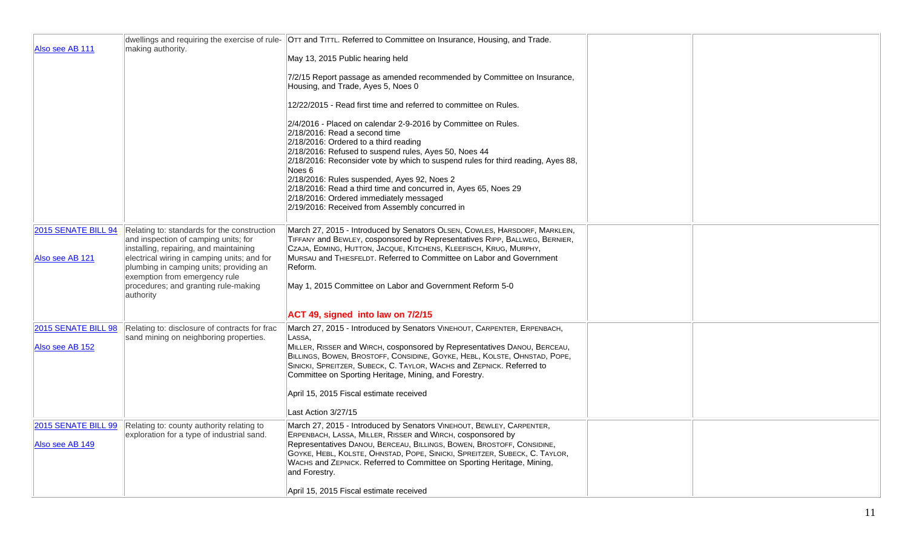| | | | | |
|---|---|---|---|---|
| Also see AB 111 | dwellings and requiring the exercise of rule-making authority. | OTT and TITTL. Referred to Committee on Insurance, Housing, and Trade.<br><br>May 13, 2015 Public hearing held<br><br>7/2/15 Report passage as amended recommended by Committee on Insurance, Housing, and Trade, Ayes 5, Noes 0<br><br>12/22/2015 - Read first time and referred to committee on Rules.<br><br>2/4/2016 - Placed on calendar 2-9-2016 by Committee on Rules.<br>2/18/2016: Read a second time<br>2/18/2016: Ordered to a third reading<br>2/18/2016: Refused to suspend rules, Ayes 50, Noes 44<br>2/18/2016: Reconsider vote by which to suspend rules for third reading, Ayes 88, Noes 6<br>2/18/2016: Rules suspended, Ayes 92, Noes 2<br>2/18/2016: Read a third time and concurred in, Ayes 65, Noes 29<br>2/18/2016: Ordered immediately messaged<br>2/19/2016: Received from Assembly concurred in | | |
| 2015 SENATE BILL 94<br><br>Also see AB 121 | Relating to: standards for the construction and inspection of camping units; for installing, repairing, and maintaining electrical wiring in camping units; and for plumbing in camping units; providing an exemption from emergency rule procedures; and granting rule-making authority | March 27, 2015 - Introduced by Senators OLSEN, COWLES, HARSDORF, MARKLEIN, TIFFANY and BEWLEY, cosponsored by Representatives RIPP, BALLWEG, BERNIER, CZAJA, EDMING, HUTTON, JACQUE, KITCHENS, KLEEFISCH, KRUG, MURPHY, MURSAU and THIESFELDT. Referred to Committee on Labor and Government Reform.<br><br>May 1, 2015 Committee on Labor and Government Reform 5-0<br><br>**ACT 49, signed into law on 7/2/15** | | |
| 2015 SENATE BILL 98<br><br>Also see AB 152 | Relating to: disclosure of contracts for frac sand mining on neighboring properties. | March 27, 2015 - Introduced by Senators VINEHOUT, CARPENTER, ERPENBACH, LASSA, MILLER, RISSER and WIRCH, cosponsored by Representatives DANOU, BERCEAU, BILLINGS, BOWEN, BROSTOFF, CONSIDINE, GOYKE, HEBL, KOLSTE, OHNSTAD, POPE, SINICKI, SPREITZER, SUBECK, C. TAYLOR, WACHS and ZEPNICK. Referred to Committee on Sporting Heritage, Mining, and Forestry.<br><br>April 15, 2015 Fiscal estimate received<br><br>Last Action 3/27/15 | | |
| 2015 SENATE BILL 99<br><br>Also see AB 149 | Relating to: county authority relating to exploration for a type of industrial sand. | March 27, 2015 - Introduced by Senators VINEHOUT, BEWLEY, CARPENTER, ERPENBACH, LASSA, MILLER, RISSER and WIRCH, cosponsored by Representatives DANOU, BERCEAU, BILLINGS, BOWEN, BROSTOFF, CONSIDINE, GOYKE, HEBL, KOLSTE, OHNSTAD, POPE, SINICKI, SPREITZER, SUBECK, C. TAYLOR, WACHS and ZEPNICK. Referred to Committee on Sporting Heritage, Mining, and Forestry.<br><br>April 15, 2015 Fiscal estimate received | | |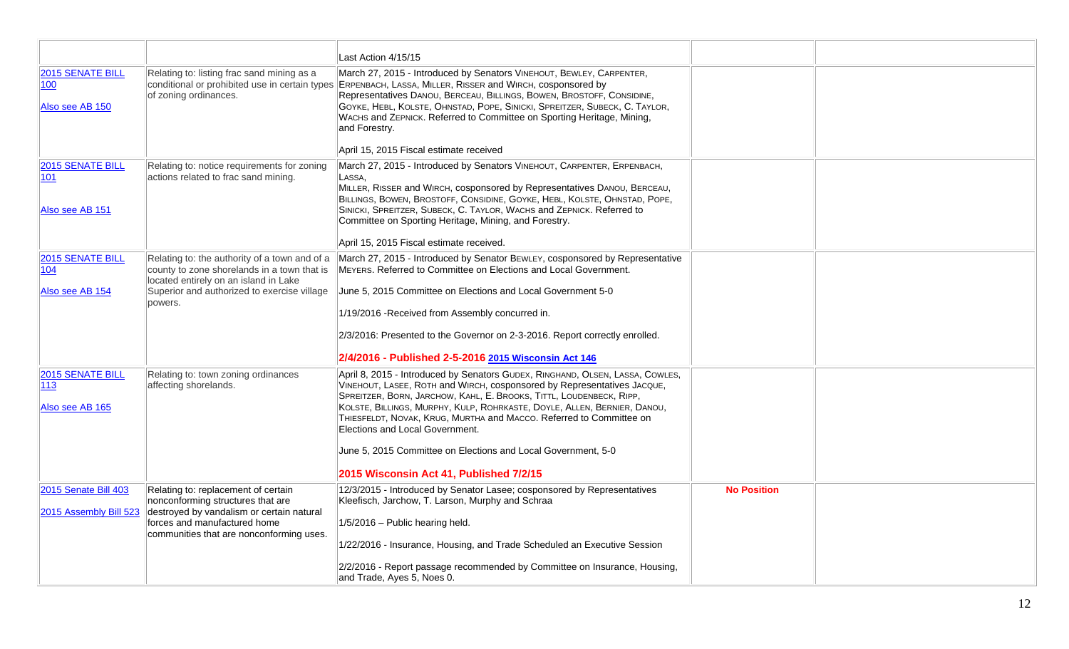| | | | | |
|---|---|---|---|---|
| | | Last Action 4/15/15 | | |
| 2015 SENATE BILL 100<br><br>Also see AB 150 | Relating to: listing frac sand mining as a conditional or prohibited use in certain types of zoning ordinances. | March 27, 2015 - Introduced by Senators VINEHOUT, BEWLEY, CARPENTER, ERPENBACH, LASSA, MILLER, RISSER and WIRCH, cosponsored by Representatives DANOU, BERCEAU, BILLINGS, BOWEN, BROSTOFF, CONSIDINE, GOYKE, HEBL, KOLSTE, OHNSTAD, POPE, SINICKI, SPREITZER, SUBECK, C. TAYLOR, WACHS and ZEPNICK. Referred to Committee on Sporting Heritage, Mining, and Forestry.<br><br>April 15, 2015 Fiscal estimate received | | |
| 2015 SENATE BILL 101<br><br>Also see AB 151 | Relating to: notice requirements for zoning actions related to frac sand mining. | March 27, 2015 - Introduced by Senators VINEHOUT, CARPENTER, ERPENBACH, LASSA, MILLER, RISSER and WIRCH, cosponsored by Representatives DANOU, BERCEAU, BILLINGS, BOWEN, BROSTOFF, CONSIDINE, GOYKE, HEBL, KOLSTE, OHNSTAD, POPE, SINICKI, SPREITZER, SUBECK, C. TAYLOR, WACHS and ZEPNICK. Referred to Committee on Sporting Heritage, Mining, and Forestry.<br><br>April 15, 2015 Fiscal estimate received. | | |
| 2015 SENATE BILL 104<br><br>Also see AB 154 | Relating to: the authority of a town and of a county to zone shorelands in a town that is located entirely on an island in Lake Superior and authorized to exercise village powers. | March 27, 2015 - Introduced by Senator BEWLEY, cosponsored by Representative MEYERS. Referred to Committee on Elections and Local Government.<br><br>June 5, 2015 Committee on Elections and Local Government 5-0<br><br>1/19/2016 -Received from Assembly concurred in.<br><br>2/3/2016: Presented to the Governor on 2-3-2016. Report correctly enrolled.<br><br>**2/4/2016 - Published 2-5-2016 2015 Wisconsin Act 146** | | |
| 2015 SENATE BILL 113<br><br>Also see AB 165 | Relating to: town zoning ordinances affecting shorelands. | April 8, 2015 - Introduced by Senators GUDEX, RINGHAND, OLSEN, LASSA, COWLES, VINEHOUT, LASEE, ROTH and WIRCH, cosponsored by Representatives JACQUE, SPREITZER, BORN, JARCHOW, KAHL, E. BROOKS, TITTL, LOUDENBECK, RIPP, KOLSTE, BILLINGS, MURPHY, KULP, ROHRKASTE, DOYLE, ALLEN, BERNIER, DANOU, THIESFELDT, NOVAK, KRUG, MURTHA and MACCO. Referred to Committee on Elections and Local Government.<br><br>June 5, 2015 Committee on Elections and Local Government, 5-0<br><br>**2015 Wisconsin Act 41, Published 7/2/15** | | |
| 2015 Senate Bill 403<br><br>2015 Assembly Bill 523 | Relating to: replacement of certain nonconforming structures that are destroyed by vandalism or certain natural forces and manufactured home communities that are nonconforming uses. | 12/3/2015 - Introduced by Senator Lasee; cosponsored by Representatives Kleefisch, Jarchow, T. Larson, Murphy and Schraa<br><br>1/5/2016 – Public hearing held.<br><br>1/22/2016 - Insurance, Housing, and Trade Scheduled an Executive Session<br><br>2/2/2016 - Report passage recommended by Committee on Insurance, Housing, and Trade, Ayes 5, Noes 0. | **No Position** | |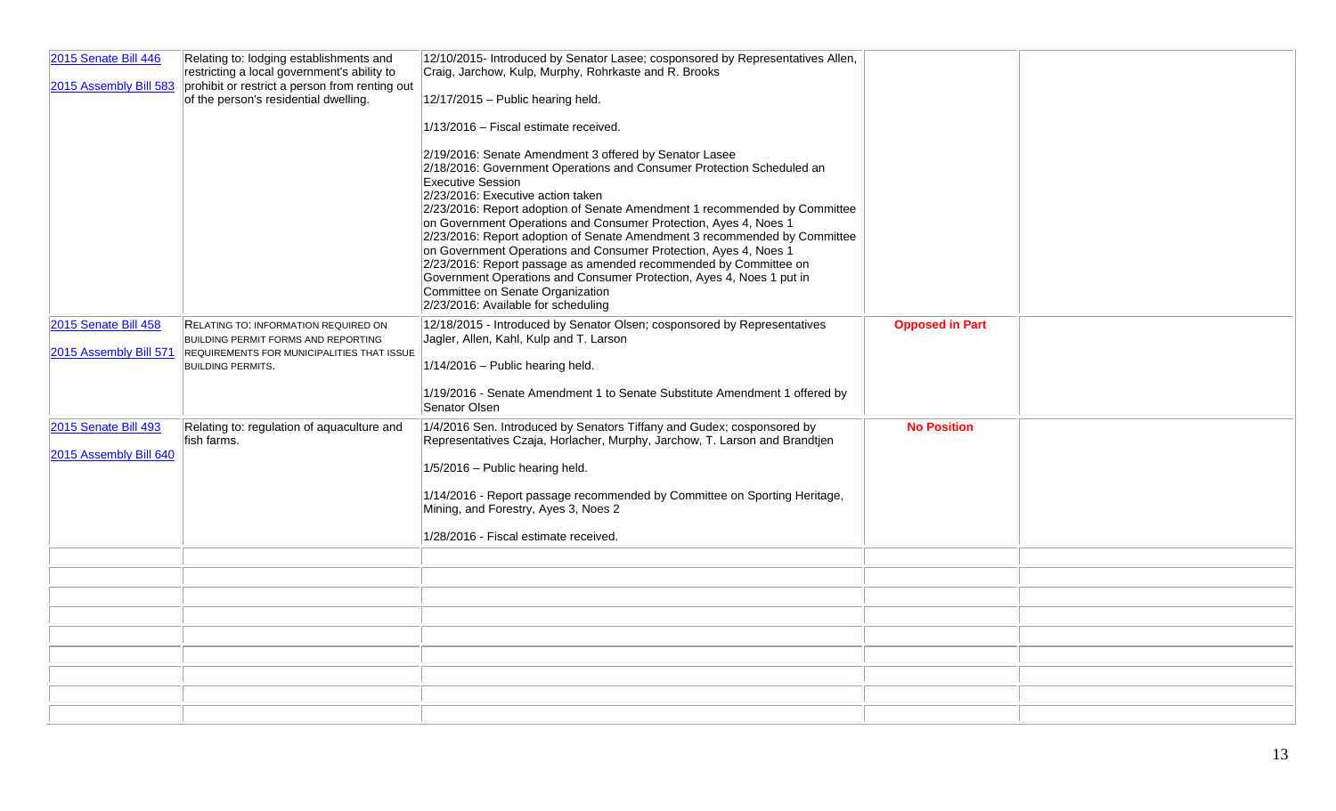| | | | | |
|---|---|---|---|---|
| 2015 Senate Bill 446<br><br>2015 Assembly Bill 583 | Relating to: lodging establishments and restricting a local government's ability to prohibit or restrict a person from renting out of the person's residential dwelling. | 12/10/2015- Introduced by Senator Lasee; cosponsored by Representatives Allen, Craig, Jarchow, Kulp, Murphy, Rohrkaste and R. Brooks<br><br>12/17/2015 – Public hearing held.<br><br>1/13/2016 – Fiscal estimate received.<br><br>2/19/2016: Senate Amendment 3 offered by Senator Lasee<br>2/18/2016: Government Operations and Consumer Protection Scheduled an Executive Session<br>2/23/2016: Executive action taken<br>2/23/2016: Report adoption of Senate Amendment 1 recommended by Committee on Government Operations and Consumer Protection, Ayes 4, Noes 1<br>2/23/2016: Report adoption of Senate Amendment 3 recommended by Committee on Government Operations and Consumer Protection, Ayes 4, Noes 1<br>2/23/2016: Report passage as amended recommended by Committee on Government Operations and Consumer Protection, Ayes 4, Noes 1 put in Committee on Senate Organization<br>2/23/2016: Available for scheduling | | |
| 2015 Senate Bill 458<br><br>2015 Assembly Bill 571 | RELATING TO: INFORMATION REQUIRED ON BUILDING PERMIT FORMS AND REPORTING REQUIREMENTS FOR MUNICIPALITIES THAT ISSUE BUILDING PERMITS. | 12/18/2015 - Introduced by Senator Olsen; cosponsored by Representatives Jagler, Allen, Kahl, Kulp and T. Larson<br><br>1/14/2016 – Public hearing held.<br><br>1/19/2016 - Senate Amendment 1 to Senate Substitute Amendment 1 offered by Senator Olsen | **Opposed in Part** | |
| 2015 Senate Bill 493<br><br>2015 Assembly Bill 640 | Relating to: regulation of aquaculture and fish farms. | 1/4/2016 Sen. Introduced by Senators Tiffany and Gudex; cosponsored by Representatives Czaja, Horlacher, Murphy, Jarchow, T. Larson and Brandtjen<br><br>1/5/2016 – Public hearing held.<br><br>1/14/2016 - Report passage recommended by Committee on Sporting Heritage, Mining, and Forestry, Ayes 3, Noes 2<br><br>1/28/2016 - Fiscal estimate received. | **No Position** | |
| | | | | |
| | | | | |
| | | | | |
| | | | | |
| | | | | |
| | | | | |
| | | | | |
| | | | | |
| | | | | |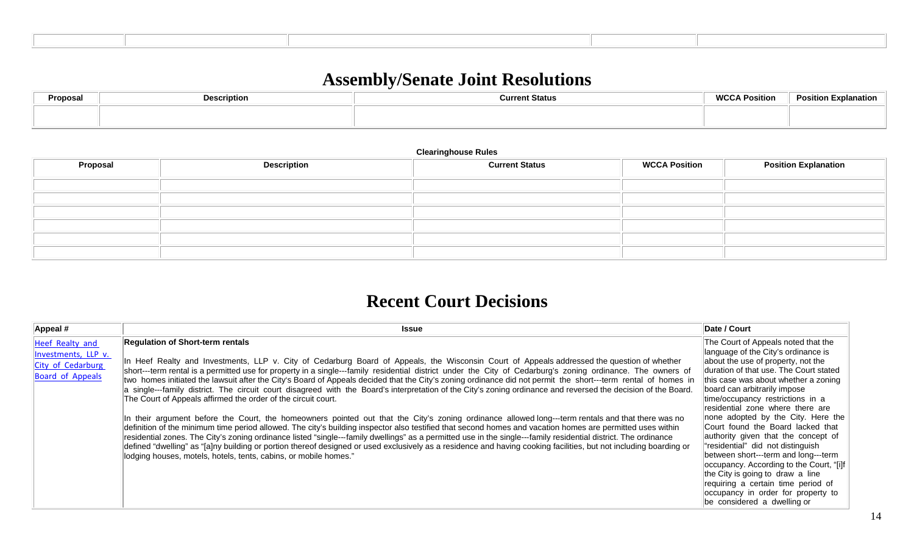| | | | | |
|---|---|---|---|---|
| | | | | |

# Assembly/Senate Joint Resolutions

| Proposal | Description | Current Status | WCCA Position | Position Explanation |
|---|---|---|---|---|
| | | | | |

**Clearinghouse Rules**

| Proposal | Description | Current Status | WCCA Position | Position Explanation |
|---|---|---|---|---|
| | | | | |
| | | | | |
| | | | | |
| | | | | |
| | | | | |
| | | | | |

# Recent Court Decisions

| Appeal # | Issue | Date / Court |
|---|---|---|
| Heef Realty and Investments, LLP v. City of Cedarburg Board of Appeals | **Regulation of Short-term rentals**<br><br>In Heef Realty and Investments, LLP v. City of Cedarburg Board of Appeals, the Wisconsin Court of Appeals addressed the question of whether short---term rental is a permitted use for property in a single---family residential district under the City of Cedarburg's zoning ordinance. The owners of two homes initiated the lawsuit after the City's Board of Appeals decided that the City's zoning ordinance did not permit the short---term rental of homes in a single---family district. The circuit court disagreed with the Board's interpretation of the City's zoning ordinance and reversed the decision of the Board. The Court of Appeals affirmed the order of the circuit court.<br><br>In their argument before the Court, the homeowners pointed out that the City's zoning ordinance allowed long---term rentals and that there was no definition of the minimum time period allowed. The city's building inspector also testified that second homes and vacation homes are permitted uses within residential zones. The City's zoning ordinance listed "single---family dwellings" as a permitted use in the single---family residential district. The ordinance defined "dwelling" as "[a]ny building or portion thereof designed or used exclusively as a residence and having cooking facilities, but not including boarding or lodging houses, motels, hotels, tents, cabins, or mobile homes." | The Court of Appeals noted that the language of the City's ordinance is about the use of property, not the duration of that use. The Court stated this case was about whether a zoning board can arbitrarily impose time/occupancy restrictions in a residential zone where there are none adopted by the City. Here the Court found the Board lacked that authority given that the concept of "residential" did not distinguish between short---term and long---term occupancy. According to the Court, "[i]f the City is going to draw a line requiring a certain time period of occupancy in order for property to be considered a dwelling or |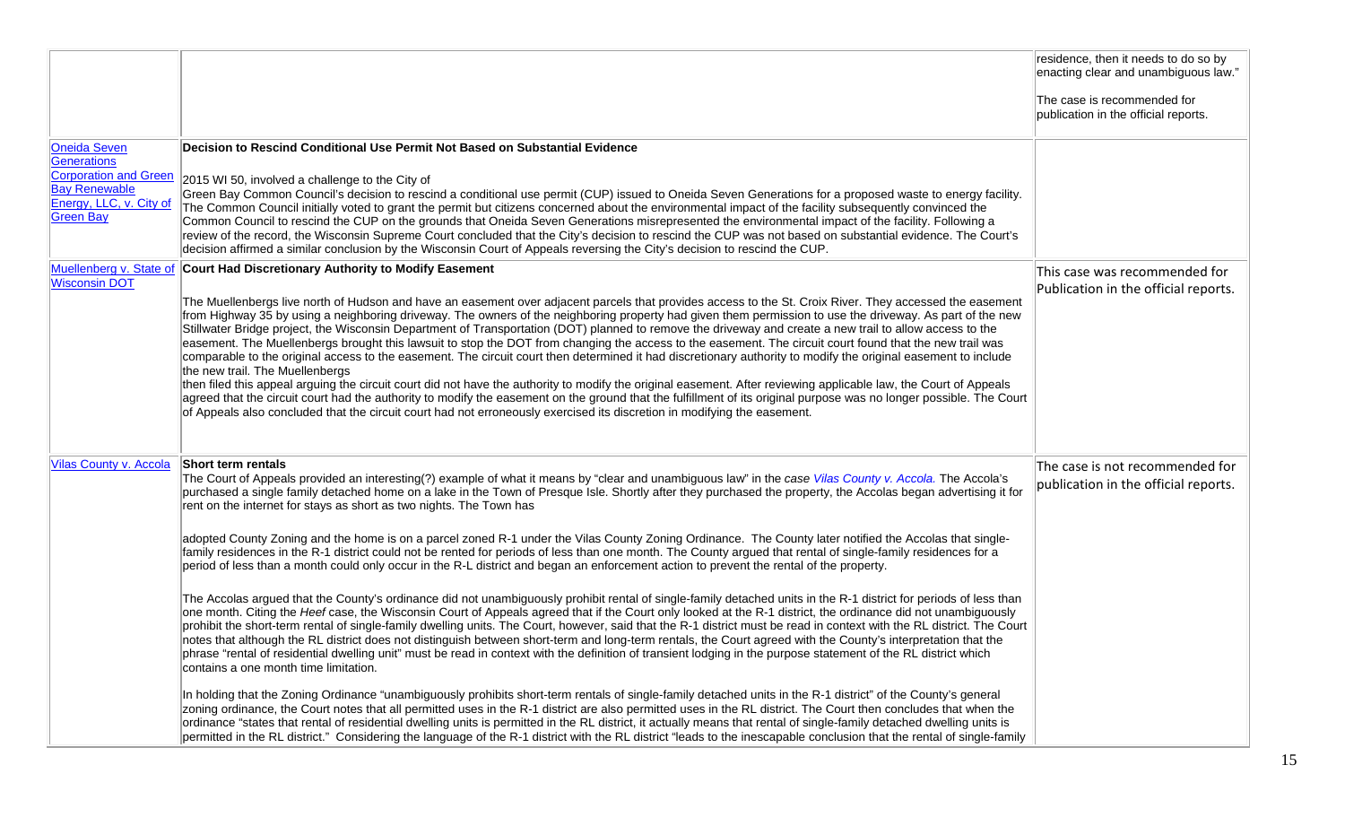| | | |
|---|---|---|
| | | residence, then it needs to do so by enacting clear and unambiguous law."<br><br>The case is recommended for publication in the official reports. |
| Oneida Seven Generations Corporation and Green Bay Renewable Energy, LLC, v. City of Green Bay | **Decision to Rescind Conditional Use Permit Not Based on Substantial Evidence**<br><br>2015 WI 50, involved a challenge to the City of Green Bay Common Council's decision to rescind a conditional use permit (CUP) issued to Oneida Seven Generations for a proposed waste to energy facility. The Common Council initially voted to grant the permit but citizens concerned about the environmental impact of the facility subsequently convinced the Common Council to rescind the CUP on the grounds that Oneida Seven Generations misrepresented the environmental impact of the facility. Following a review of the record, the Wisconsin Supreme Court concluded that the City's decision to rescind the CUP was not based on substantial evidence. The Court's decision affirmed a similar conclusion by the Wisconsin Court of Appeals reversing the City's decision to rescind the CUP. | |
| Muellenberg v. State of Wisconsin DOT | **Court Had Discretionary Authority to Modify Easement**<br><br>The Muellenbergs live north of Hudson and have an easement over adjacent parcels that provides access to the St. Croix River. They accessed the easement from Highway 35 by using a neighboring driveway. The owners of the neighboring property had given them permission to use the driveway. As part of the new Stillwater Bridge project, the Wisconsin Department of Transportation (DOT) planned to remove the driveway and create a new trail to allow access to the easement. The Muellenbergs brought this lawsuit to stop the DOT from changing the access to the easement. The circuit court found that the new trail was comparable to the original access to the easement. The circuit court then determined it had discretionary authority to modify the original easement to include the new trail. The Muellenbergs then filed this appeal arguing the circuit court did not have the authority to modify the original easement. After reviewing applicable law, the Court of Appeals agreed that the circuit court had the authority to modify the easement on the ground that the fulfillment of its original purpose was no longer possible. The Court of Appeals also concluded that the circuit court had not erroneously exercised its discretion in modifying the easement. | This case was recommended for Publication in the official reports. |
| Vilas County v. Accola | **Short term rentals**<br>The Court of Appeals provided an interesting(?) example of what it means by "clear and unambiguous law" in the *case Vilas County v. Accola.* The Accola's purchased a single family detached home on a lake in the Town of Presque Isle. Shortly after they purchased the property, the Accolas began advertising it for rent on the internet for stays as short as two nights. The Town has adopted County Zoning and the home is on a parcel zoned R-1 under the Vilas County Zoning Ordinance. The County later notified the Accolas that single-family residences in the R-1 district could not be rented for periods of less than one month. The County argued that rental of single-family residences for a period of less than a month could only occur in the R-L district and began an enforcement action to prevent the rental of the property.<br><br>The Accolas argued that the County's ordinance did not unambiguously prohibit rental of single-family detached units in the R-1 district for periods of less than one month. Citing the *Heef* case, the Wisconsin Court of Appeals agreed that if the Court only looked at the R-1 district, the ordinance did not unambiguously prohibit the short-term rental of single-family dwelling units. The Court, however, said that the R-1 district must be read in context with the RL district. The Court notes that although the RL district does not distinguish between short-term and long-term rentals, the Court agreed with the County's interpretation that the phrase "rental of residential dwelling unit" must be read in context with the definition of transient lodging in the purpose statement of the RL district which contains a one month time limitation.<br><br>In holding that the Zoning Ordinance "unambiguously prohibits short-term rentals of single-family detached units in the R-1 district" of the County's general zoning ordinance, the Court notes that all permitted uses in the R-1 district are also permitted uses in the RL district. The Court then concludes that when the ordinance "states that rental of residential dwelling units is permitted in the RL district, it actually means that rental of single-family detached dwelling units is permitted in the RL district." Considering the language of the R-1 district with the RL district "leads to the inescapable conclusion that the rental of single-family | The case is not recommended for publication in the official reports. |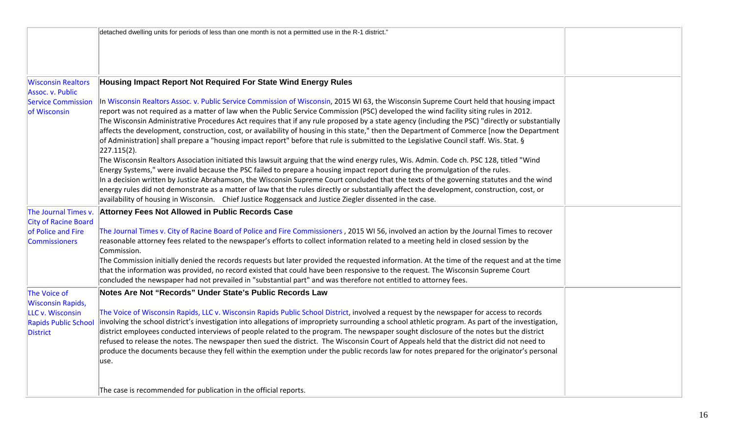| | | |
|---|---|---|
| | detached dwelling units for periods of less than one month is not a permitted use in the R-1 district." | |
| Wisconsin Realtors Assoc. v. Public Service Commission of Wisconsin | **Housing Impact Report Not Required For State Wind Energy Rules**<br><br>In Wisconsin Realtors Assoc. v. Public Service Commission of Wisconsin, 2015 WI 63, the Wisconsin Supreme Court held that housing impact report was not required as a matter of law when the Public Service Commission (PSC) developed the wind facility siting rules in 2012.<br>The Wisconsin Administrative Procedures Act requires that if any rule proposed by a state agency (including the PSC) "directly or substantially affects the development, construction, cost, or availability of housing in this state," then the Department of Commerce [now the Department of Administration] shall prepare a "housing impact report" before that rule is submitted to the Legislative Council staff. Wis. Stat. § 227.115(2).<br>The Wisconsin Realtors Association initiated this lawsuit arguing that the wind energy rules, Wis. Admin. Code ch. PSC 128, titled "Wind Energy Systems," were invalid because the PSC failed to prepare a housing impact report during the promulgation of the rules.<br>In a decision written by Justice Abrahamson, the Wisconsin Supreme Court concluded that the texts of the governing statutes and the wind energy rules did not demonstrate as a matter of law that the rules directly or substantially affect the development, construction, cost, or availability of housing in Wisconsin. Chief Justice Roggensack and Justice Ziegler dissented in the case. | |
| The Journal Times v. City of Racine Board of Police and Fire Commissioners | **Attorney Fees Not Allowed in Public Records Case**<br><br>The Journal Times v. City of Racine Board of Police and Fire Commissioners , 2015 WI 56, involved an action by the Journal Times to recover reasonable attorney fees related to the newspaper's efforts to collect information related to a meeting held in closed session by the Commission.<br>The Commission initially denied the records requests but later provided the requested information. At the time of the request and at the time that the information was provided, no record existed that could have been responsive to the request. The Wisconsin Supreme Court concluded the newspaper had not prevailed in "substantial part" and was therefore not entitled to attorney fees. | |
| The Voice of Wisconsin Rapids, LLC v. Wisconsin Rapids Public School District | **Notes Are Not "Records" Under State's Public Records Law**<br><br>The Voice of Wisconsin Rapids, LLC v. Wisconsin Rapids Public School District, involved a request by the newspaper for access to records involving the school district's investigation into allegations of impropriety surrounding a school athletic program. As part of the investigation, district employees conducted interviews of people related to the program. The newspaper sought disclosure of the notes but the district refused to release the notes. The newspaper then sued the district. The Wisconsin Court of Appeals held that the district did not need to produce the documents because they fell within the exemption under the public records law for notes prepared for the originator's personal use.<br><br>The case is recommended for publication in the official reports. | |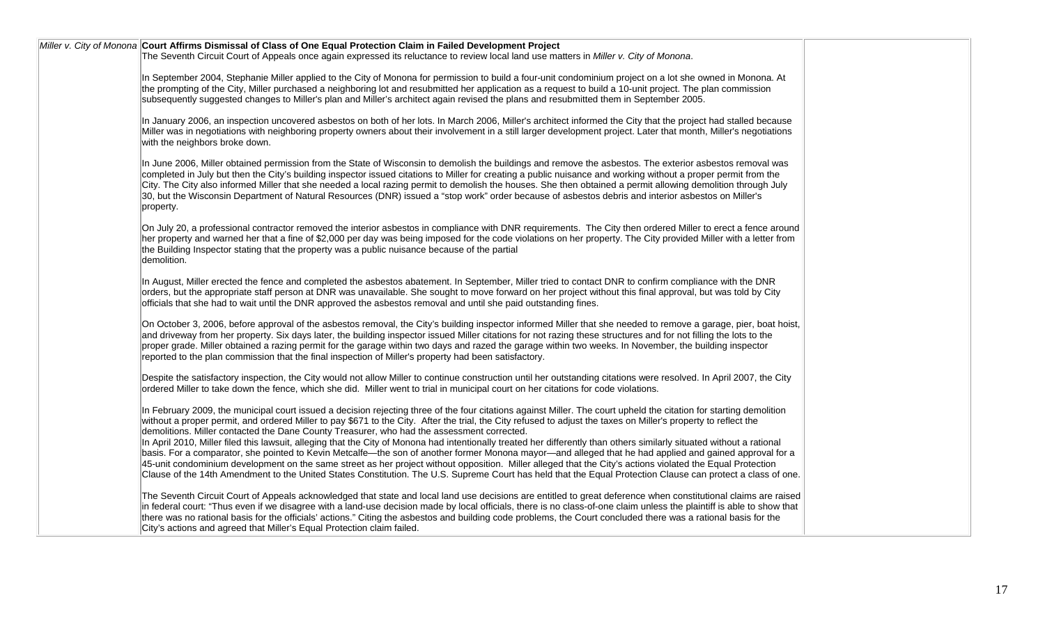| | | |
|---|---|---|
| *Miller v. City of Monona* | **Court Affirms Dismissal of Class of One Equal Protection Claim in Failed Development Project**<br>The Seventh Circuit Court of Appeals once again expressed its reluctance to review local land use matters in *Miller v. City of Monona*.<br><br>In September 2004, Stephanie Miller applied to the City of Monona for permission to build a four-unit condominium project on a lot she owned in Monona. At the prompting of the City, Miller purchased a neighboring lot and resubmitted her application as a request to build a 10-unit project. The plan commission subsequently suggested changes to Miller's plan and Miller's architect again revised the plans and resubmitted them in September 2005.<br><br>In January 2006, an inspection uncovered asbestos on both of her lots. In March 2006, Miller's architect informed the City that the project had stalled because Miller was in negotiations with neighboring property owners about their involvement in a still larger development project. Later that month, Miller's negotiations with the neighbors broke down.<br><br>In June 2006, Miller obtained permission from the State of Wisconsin to demolish the buildings and remove the asbestos. The exterior asbestos removal was completed in July but then the City's building inspector issued citations to Miller for creating a public nuisance and working without a proper permit from the City. The City also informed Miller that she needed a local razing permit to demolish the houses. She then obtained a permit allowing demolition through July 30, but the Wisconsin Department of Natural Resources (DNR) issued a "stop work" order because of asbestos debris and interior asbestos on Miller's property.<br><br>On July 20, a professional contractor removed the interior asbestos in compliance with DNR requirements. The City then ordered Miller to erect a fence around her property and warned her that a fine of $2,000 per day was being imposed for the code violations on her property. The City provided Miller with a letter from the Building Inspector stating that the property was a public nuisance because of the partial demolition.<br><br>In August, Miller erected the fence and completed the asbestos abatement. In September, Miller tried to contact DNR to confirm compliance with the DNR orders, but the appropriate staff person at DNR was unavailable. She sought to move forward on her project without this final approval, but was told by City officials that she had to wait until the DNR approved the asbestos removal and until she paid outstanding fines.<br><br>On October 3, 2006, before approval of the asbestos removal, the City's building inspector informed Miller that she needed to remove a garage, pier, boat hoist, and driveway from her property. Six days later, the building inspector issued Miller citations for not razing these structures and for not filling the lots to the proper grade. Miller obtained a razing permit for the garage within two days and razed the garage within two weeks. In November, the building inspector reported to the plan commission that the final inspection of Miller's property had been satisfactory.<br><br>Despite the satisfactory inspection, the City would not allow Miller to continue construction until her outstanding citations were resolved. In April 2007, the City ordered Miller to take down the fence, which she did. Miller went to trial in municipal court on her citations for code violations.<br><br>In February 2009, the municipal court issued a decision rejecting three of the four citations against Miller. The court upheld the citation for starting demolition without a proper permit, and ordered Miller to pay $671 to the City. After the trial, the City refused to adjust the taxes on Miller's property to reflect the demolitions. Miller contacted the Dane County Treasurer, who had the assessment corrected.<br>In April 2010, Miller filed this lawsuit, alleging that the City of Monona had intentionally treated her differently than others similarly situated without a rational basis. For a comparator, she pointed to Kevin Metcalfe—the son of another former Monona mayor—and alleged that he had applied and gained approval for a 45-unit condominium development on the same street as her project without opposition. Miller alleged that the City's actions violated the Equal Protection Clause of the 14th Amendment to the United States Constitution. The U.S. Supreme Court has held that the Equal Protection Clause can protect a class of one.<br><br>The Seventh Circuit Court of Appeals acknowledged that state and local land use decisions are entitled to great deference when constitutional claims are raised in federal court: "Thus even if we disagree with a land-use decision made by local officials, there is no class-of-one claim unless the plaintiff is able to show that there was no rational basis for the officials' actions." Citing the asbestos and building code problems, the Court concluded there was a rational basis for the City's actions and agreed that Miller's Equal Protection claim failed. | |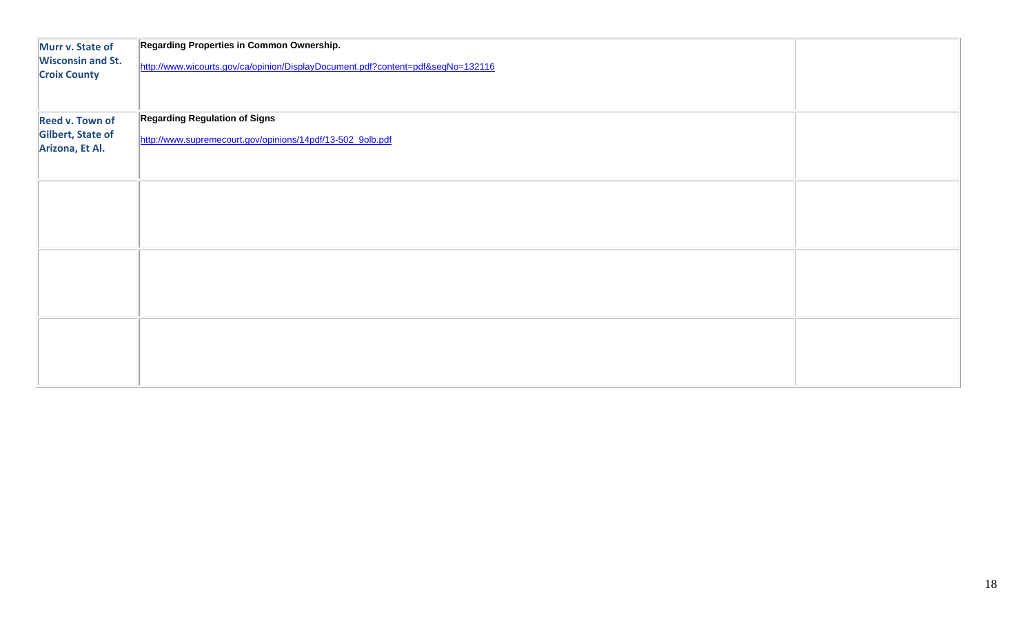| | | |
|---|---|---|
| **Murr v. State of Wisconsin and St. Croix County** | **Regarding Properties in Common Ownership.**<br>http://www.wicourts.gov/ca/opinion/DisplayDocument.pdf?content=pdf&seqNo=132116 | |
| **Reed v. Town of Gilbert, State of Arizona, Et Al.** | **Regarding Regulation of Signs**<br>http://www.supremecourt.gov/opinions/14pdf/13-502_9olb.pdf | |
| | | |
| | | |
| | | |